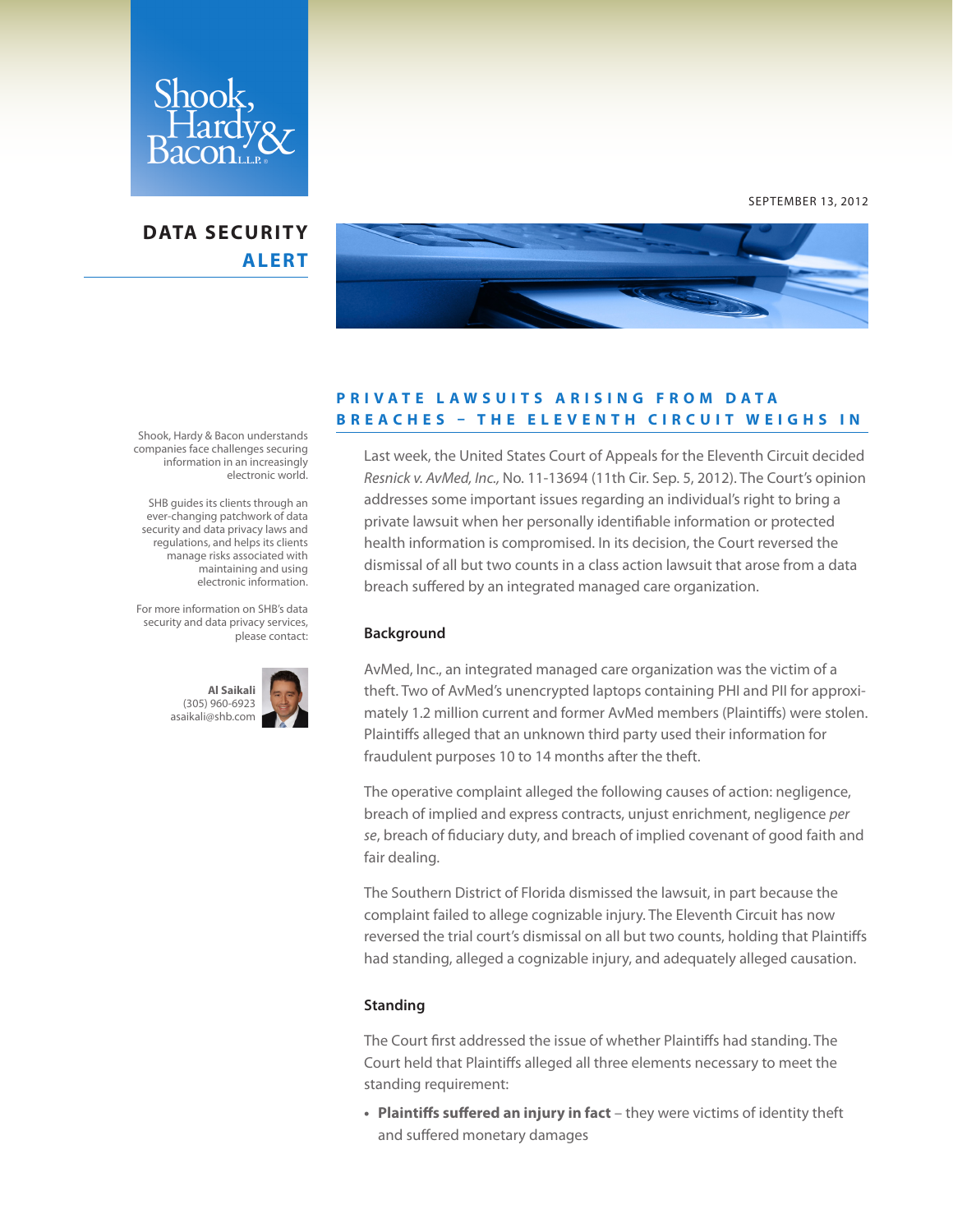Shook, Hardy & Bacon L.L.P.

SEPTEMBER 13, 2012

# DATA SECURITY ALERT

## PRIVATE LAWSUITS ARISING FROM DATA BREACHES – THE ELEVENTH CIRCUIT WEIGHS IN

Last week, the United States Court of Appeals for the Eleventh Circuit decided *Resnick v. AvMed, Inc.,* No. 11-13694 (11th Cir. Sep. 5, 2012). The Court's opinion addresses some important issues regarding an individual's right to bring a private lawsuit when her personally identifiable information or protected health information is compromised. In its decision, the Court reversed the dismissal of all but two counts in a class action lawsuit that arose from a data breach suffered by an integrated managed care organization.

### Background

AvMed, Inc., an integrated managed care organization was the victim of a theft. Two of AvMed's unencrypted laptops containing PHI and PII for approximately 1.2 million current and former AvMed members (Plaintiffs) were stolen. Plaintiffs alleged that an unknown third party used their information for fraudulent purposes 10 to 14 months after the theft.

The operative complaint alleged the following causes of action: negligence, breach of implied and express contracts, unjust enrichment, negligence *per se*, breach of fiduciary duty, and breach of implied covenant of good faith and fair dealing.

The Southern District of Florida dismissed the lawsuit, in part because the complaint failed to allege cognizable injury. The Eleventh Circuit has now reversed the trial court's dismissal on all but two counts, holding that Plaintiffs had standing, alleged a cognizable injury, and adequately alleged causation.

### Standing

The Court first addressed the issue of whether Plaintiffs had standing. The Court held that Plaintiffs alleged all three elements necessary to meet the standing requirement:

- **Plaintiffs suffered an injury in fact** – they were victims of identity theft and suffered monetary damages

Shook, Hardy & Bacon understands companies face challenges securing information in an increasingly electronic world.

SHB guides its clients through an ever-changing patchwork of data security and data privacy laws and regulations, and helps its clients manage risks associated with maintaining and using electronic information.

For more information on SHB's data security and data privacy services, please contact:

**Al Saikali**
(305) 960-6923
asaikali@shb.com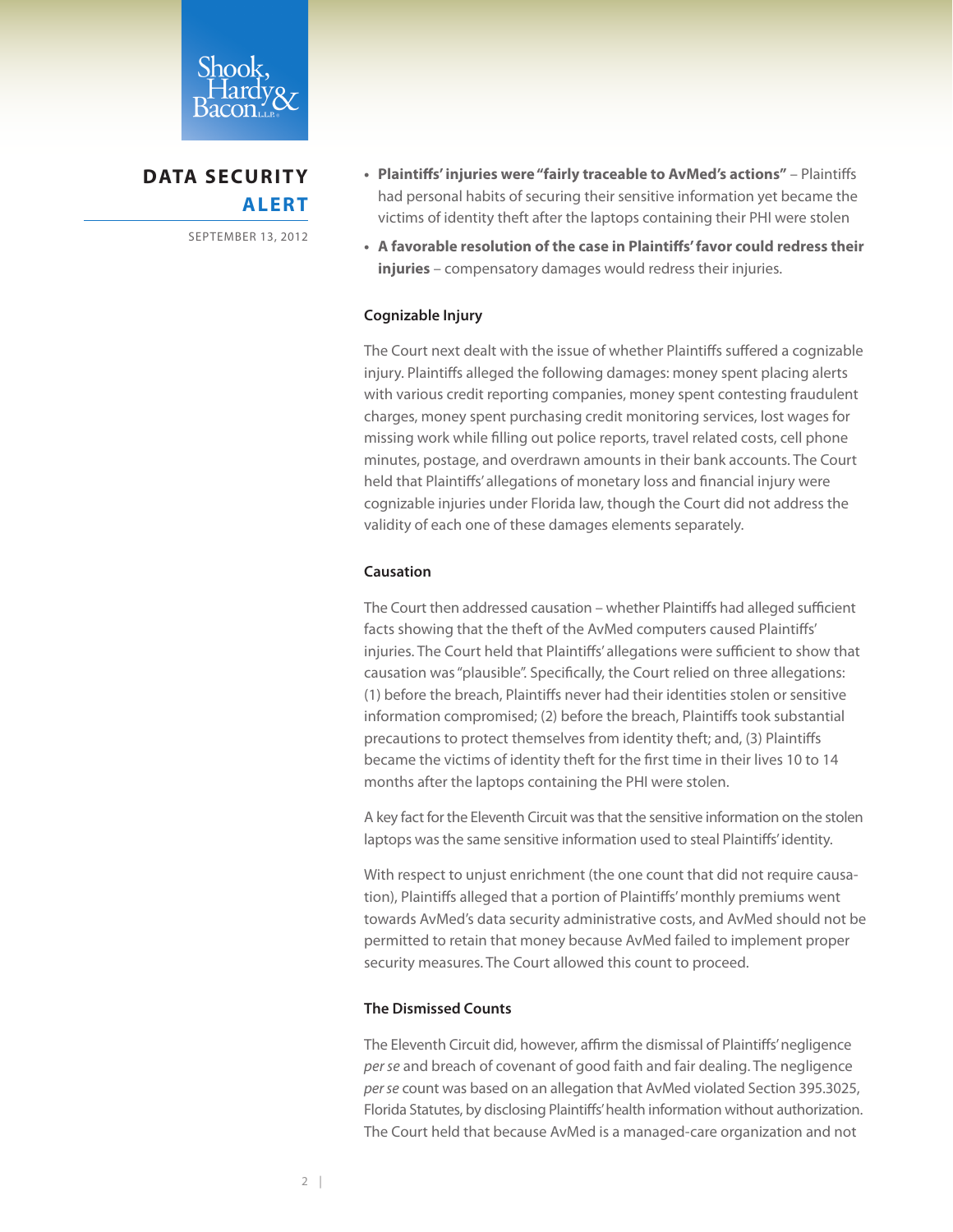- **Plaintiffs' injuries were "fairly traceable to AvMed's actions"** – Plaintiffs had personal habits of securing their sensitive information yet became the victims of identity theft after the laptops containing their PHI were stolen
- **A favorable resolution of the case in Plaintiffs' favor could redress their injuries** – compensatory damages would redress their injuries.

**Cognizable Injury**

The Court next dealt with the issue of whether Plaintiffs suffered a cognizable injury. Plaintiffs alleged the following damages: money spent placing alerts with various credit reporting companies, money spent contesting fraudulent charges, money spent purchasing credit monitoring services, lost wages for missing work while filling out police reports, travel related costs, cell phone minutes, postage, and overdrawn amounts in their bank accounts. The Court held that Plaintiffs' allegations of monetary loss and financial injury were cognizable injuries under Florida law, though the Court did not address the validity of each one of these damages elements separately.

**Causation**

The Court then addressed causation – whether Plaintiffs had alleged sufficient facts showing that the theft of the AvMed computers caused Plaintiffs' injuries. The Court held that Plaintiffs' allegations were sufficient to show that causation was "plausible". Specifically, the Court relied on three allegations: (1) before the breach, Plaintiffs never had their identities stolen or sensitive information compromised; (2) before the breach, Plaintiffs took substantial precautions to protect themselves from identity theft; and, (3) Plaintiffs became the victims of identity theft for the first time in their lives 10 to 14 months after the laptops containing the PHI were stolen.

A key fact for the Eleventh Circuit was that the sensitive information on the stolen laptops was the same sensitive information used to steal Plaintiffs' identity.

With respect to unjust enrichment (the one count that did not require causation), Plaintiffs alleged that a portion of Plaintiffs' monthly premiums went towards AvMed's data security administrative costs, and AvMed should not be permitted to retain that money because AvMed failed to implement proper security measures. The Court allowed this count to proceed.

**The Dismissed Counts**

The Eleventh Circuit did, however, affirm the dismissal of Plaintiffs' negligence *per se* and breach of covenant of good faith and fair dealing. The negligence *per se* count was based on an allegation that AvMed violated Section 395.3025, Florida Statutes, by disclosing Plaintiffs' health information without authorization. The Court held that because AvMed is a managed-care organization and not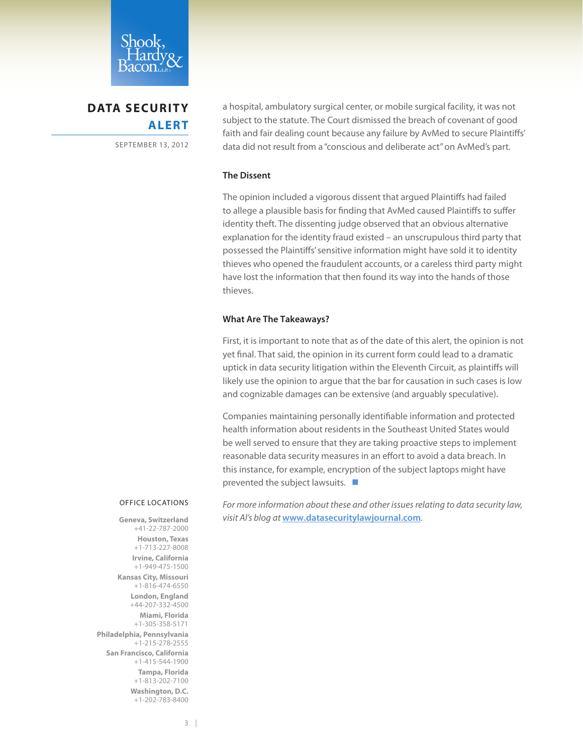a hospital, ambulatory surgical center, or mobile surgical facility, it was not subject to the statute. The Court dismissed the breach of covenant of good faith and fair dealing count because any failure by AvMed to secure Plaintiffs' data did not result from a "conscious and deliberate act" on AvMed's part.

**The Dissent**

The opinion included a vigorous dissent that argued Plaintiffs had failed to allege a plausible basis for finding that AvMed caused Plaintiffs to suffer identity theft. The dissenting judge observed that an obvious alternative explanation for the identity fraud existed – an unscrupulous third party that possessed the Plaintiffs' sensitive information might have sold it to identity thieves who opened the fraudulent accounts, or a careless third party might have lost the information that then found its way into the hands of those thieves.

**What Are The Takeaways?**

First, it is important to note that as of the date of this alert, the opinion is not yet final. That said, the opinion in its current form could lead to a dramatic uptick in data security litigation within the Eleventh Circuit, as plaintiffs will likely use the opinion to argue that the bar for causation in such cases is low and cognizable damages can be extensive (and arguably speculative).

Companies maintaining personally identifiable information and protected health information about residents in the Southeast United States would be well served to ensure that they are taking proactive steps to implement reasonable data security measures in an effort to avoid a data breach. In this instance, for example, encryption of the subject laptops might have prevented the subject lawsuits.

*For more information about these and other issues relating to data security law, visit Al's blog at* [www.datasecuritylawjournal.com](http://www.datasecuritylawjournal.com).

OFFICE LOCATIONS

**Geneva, Switzerland**
+41-22-787-2000
**Houston, Texas**
+1-713-227-8008
**Irvine, California**
+1-949-475-1500
**Kansas City, Missouri**
+1-816-474-6550
**London, England**
+44-207-332-4500
**Miami, Florida**
+1-305-358-5171
**Philadelphia, Pennsylvania**
+1-215-278-2555
**San Francisco, California**
+1-415-544-1900
**Tampa, Florida**
+1-813-202-7100
**Washington, D.C.**
+1-202-783-8400